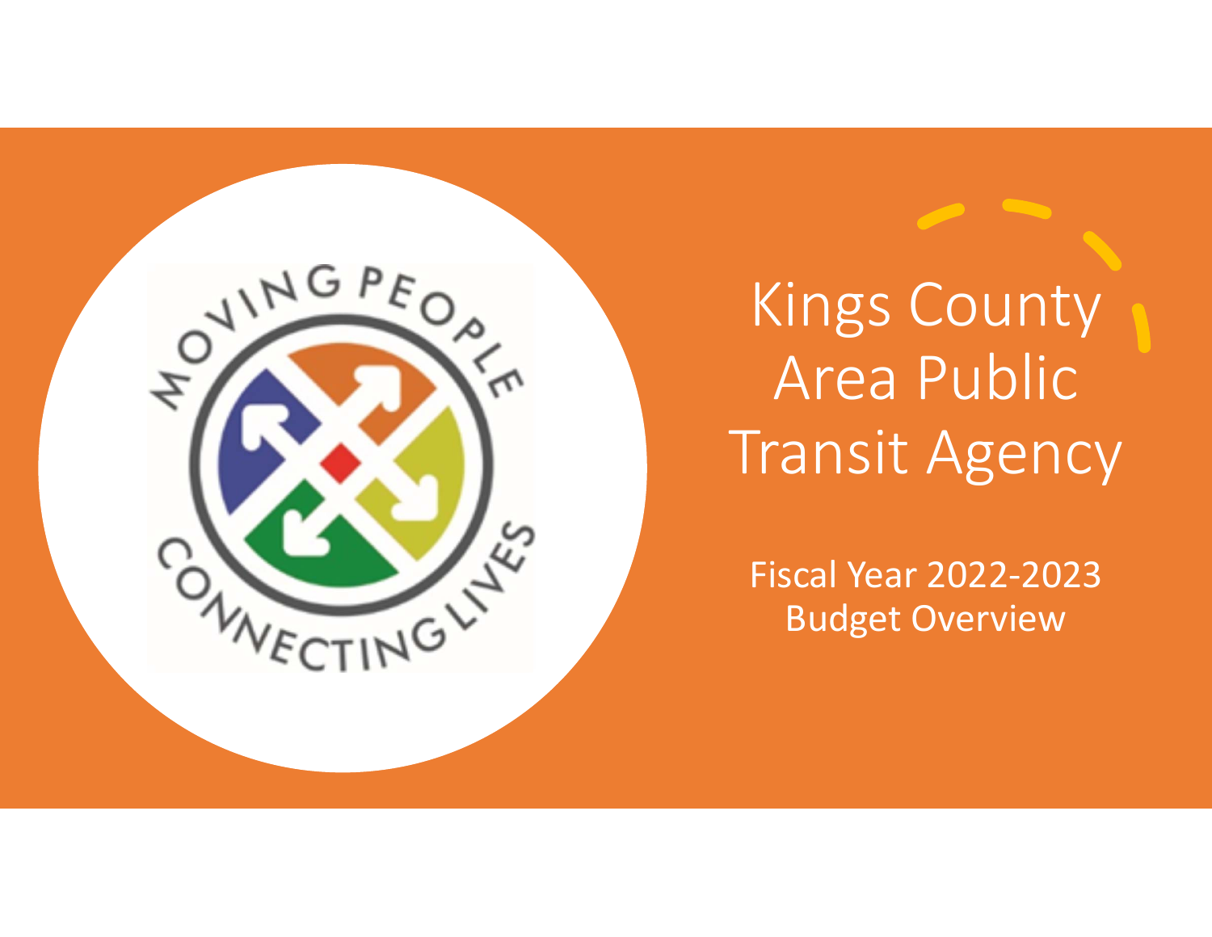# Kings County Area Public Transit Agency

Fiscal Year 2022-2023
Budget Overview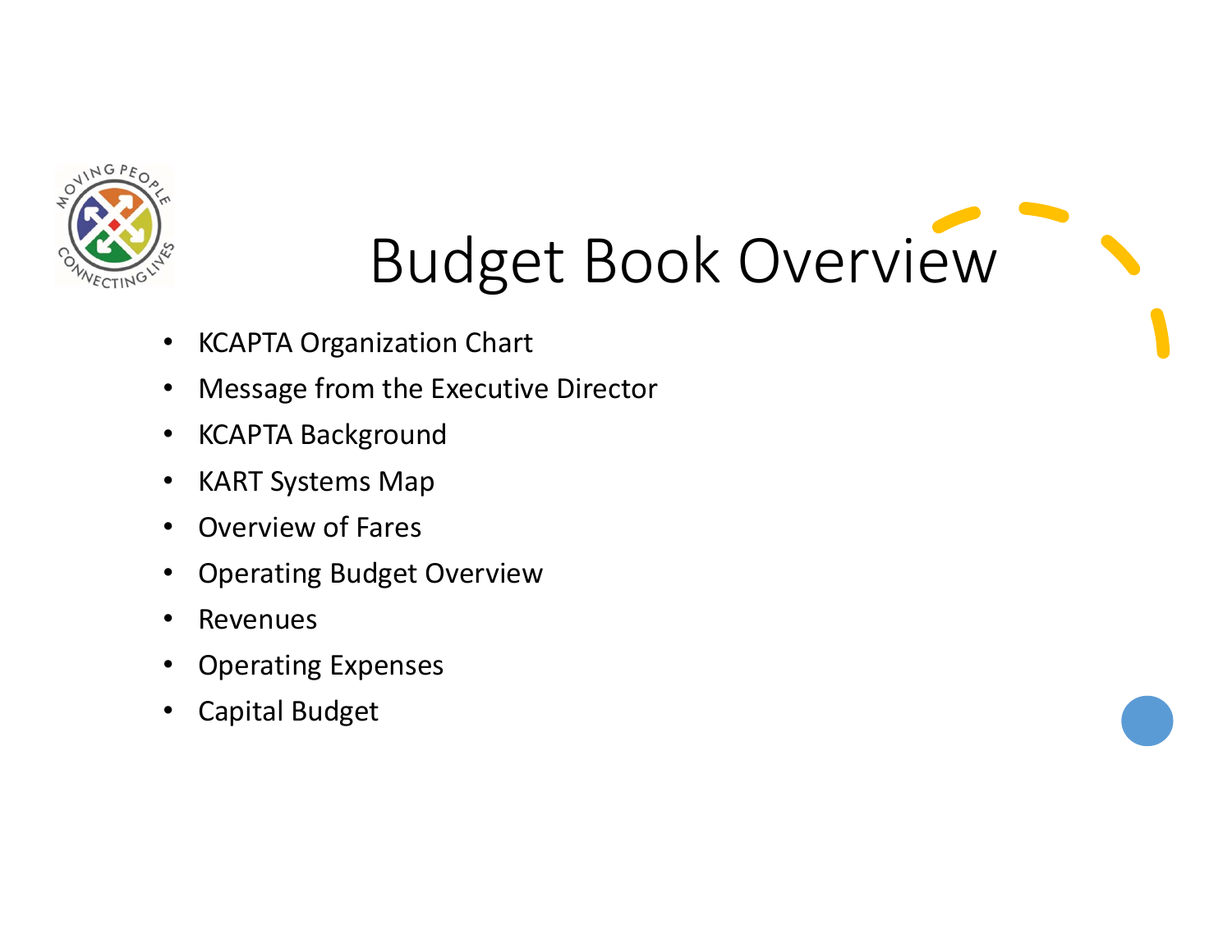# Budget Book Overview

- KCAPTA Organization Chart
- Message from the Executive Director
- KCAPTA Background
- KART Systems Map
- Overview of Fares
- Operating Budget Overview
- Revenues
- Operating Expenses
- Capital Budget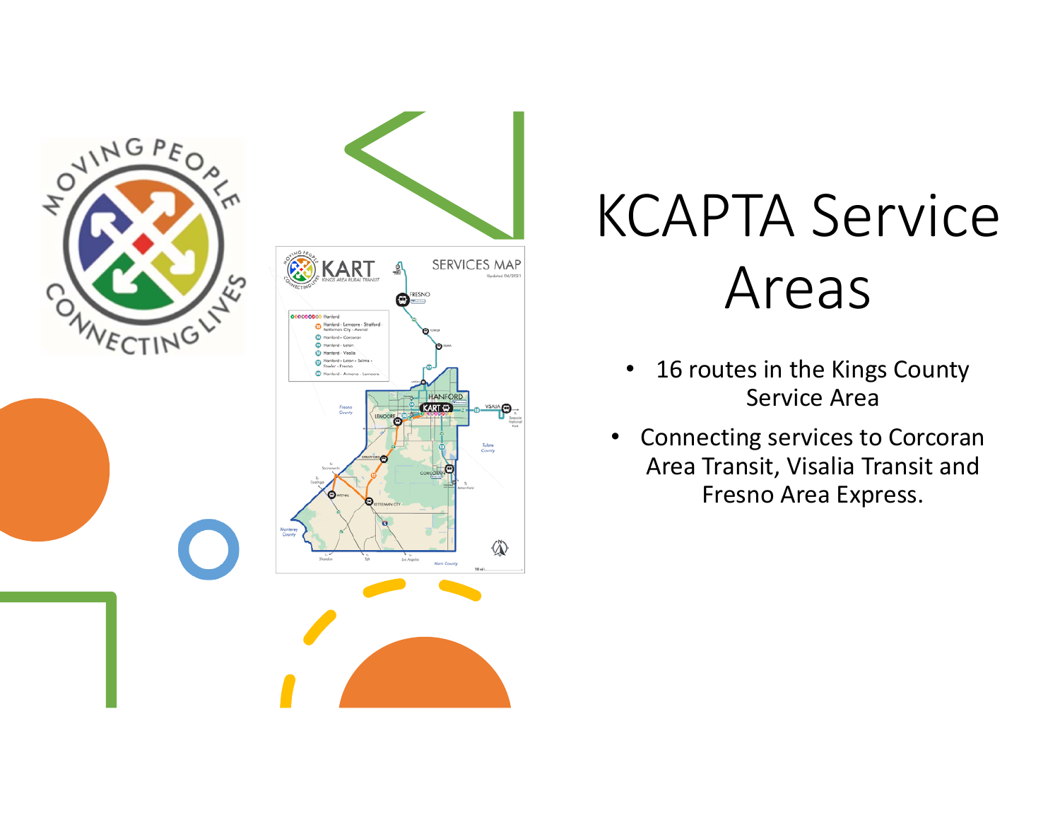# KCAPTA Service Areas

- 16 routes in the Kings County Service Area
- Connecting services to Corcoran Area Transit, Visalia Transit and Fresno Area Express.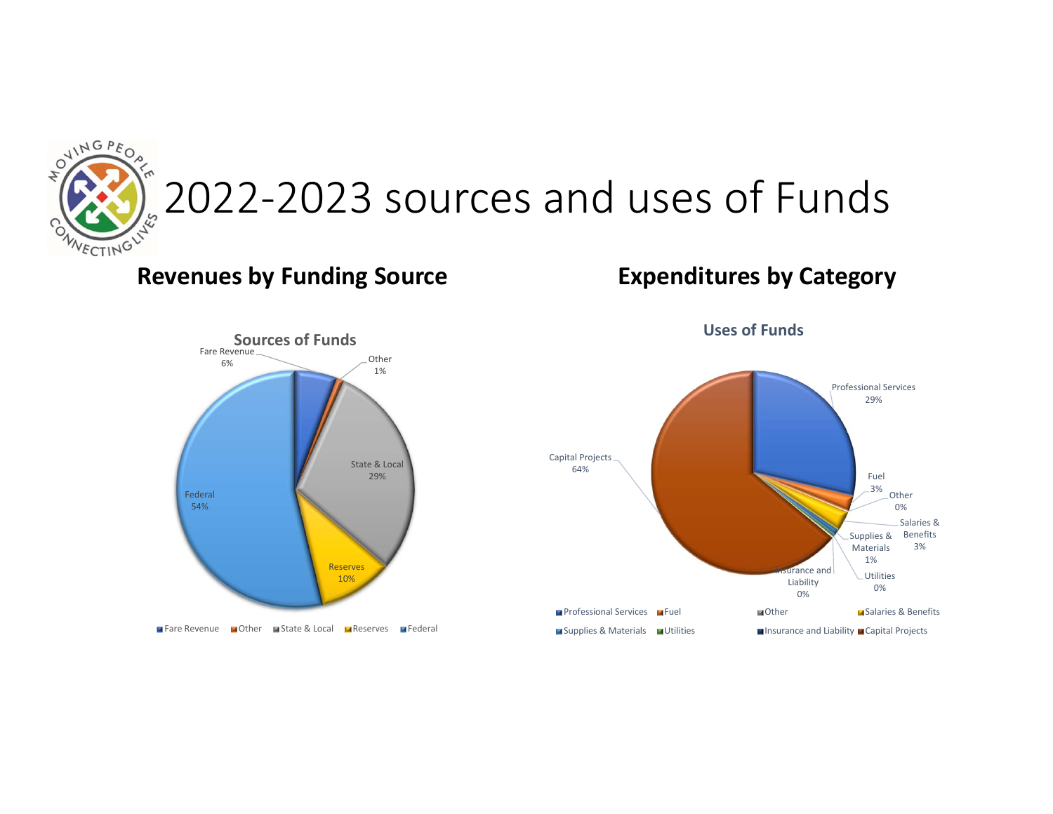# 2022-2023 sources and uses of Funds

## Revenues by Funding Source

**Sources of Funds**

| Source | Share |
| --- | --- |
| Fare Revenue | 6% |
| Other | 1% |
| State & Local | 29% |
| Reserves | 10% |
| Federal | 54% |

## Expenditures by Category

**Uses of Funds**

| Category | Share |
| --- | --- |
| Professional Services | 29% |
| Fuel | 3% |
| Other | 0% |
| Salaries & Benefits | 3% |
| Supplies & Materials | 1% |
| Utilities | 0% |
| Insurance and Liability | 0% |
| Capital Projects | 64% |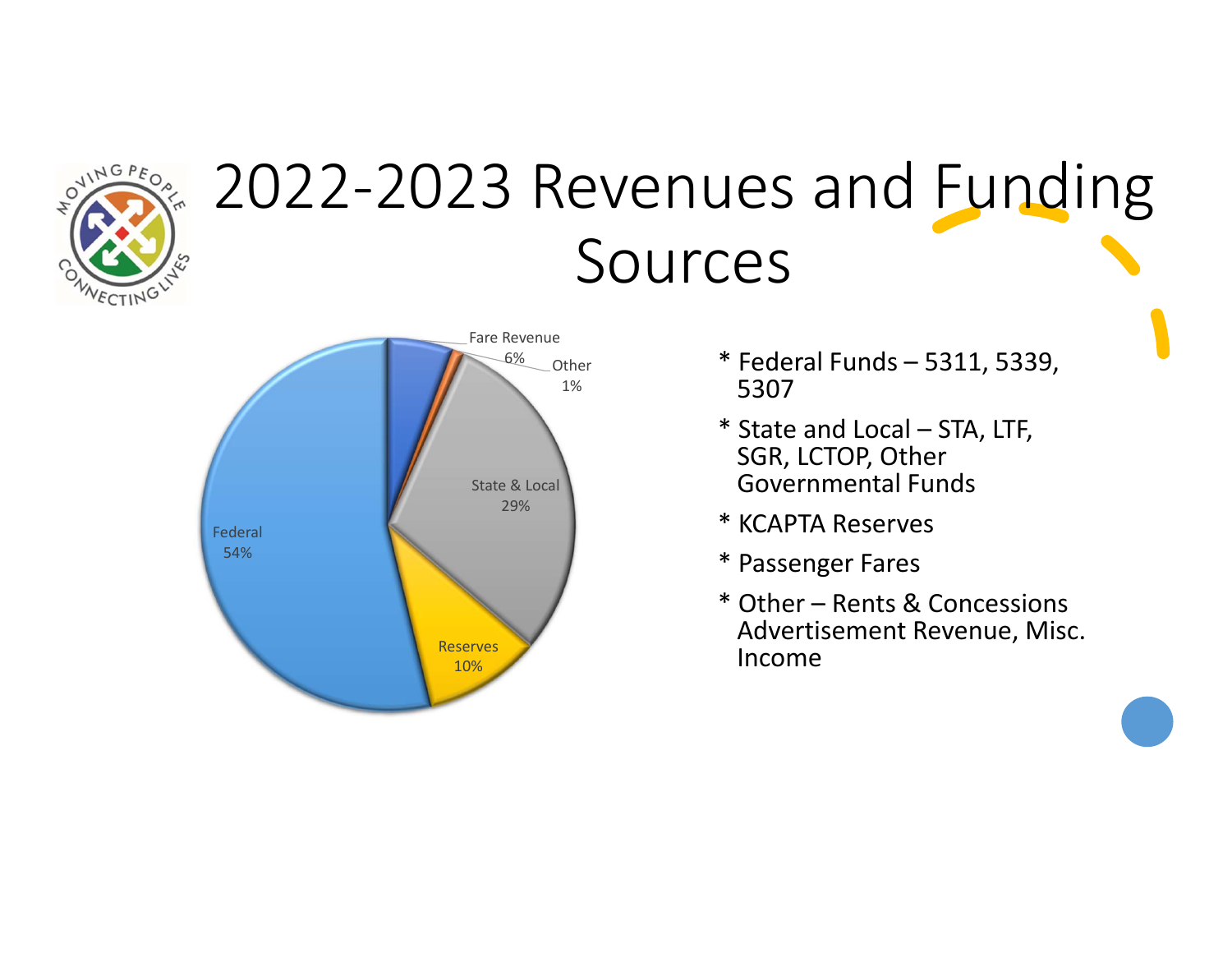# 2022-2023 Revenues and Funding Sources

Fare Revenue 6%

Other 1%

State & Local 29%

Federal 54%

Reserves 10%

* Federal Funds – 5311, 5339, 5307
* State and Local – STA, LTF, SGR, LCTOP, Other Governmental Funds
* KCAPTA Reserves
* Passenger Fares
* Other – Rents & Concessions Advertisement Revenue, Misc. Income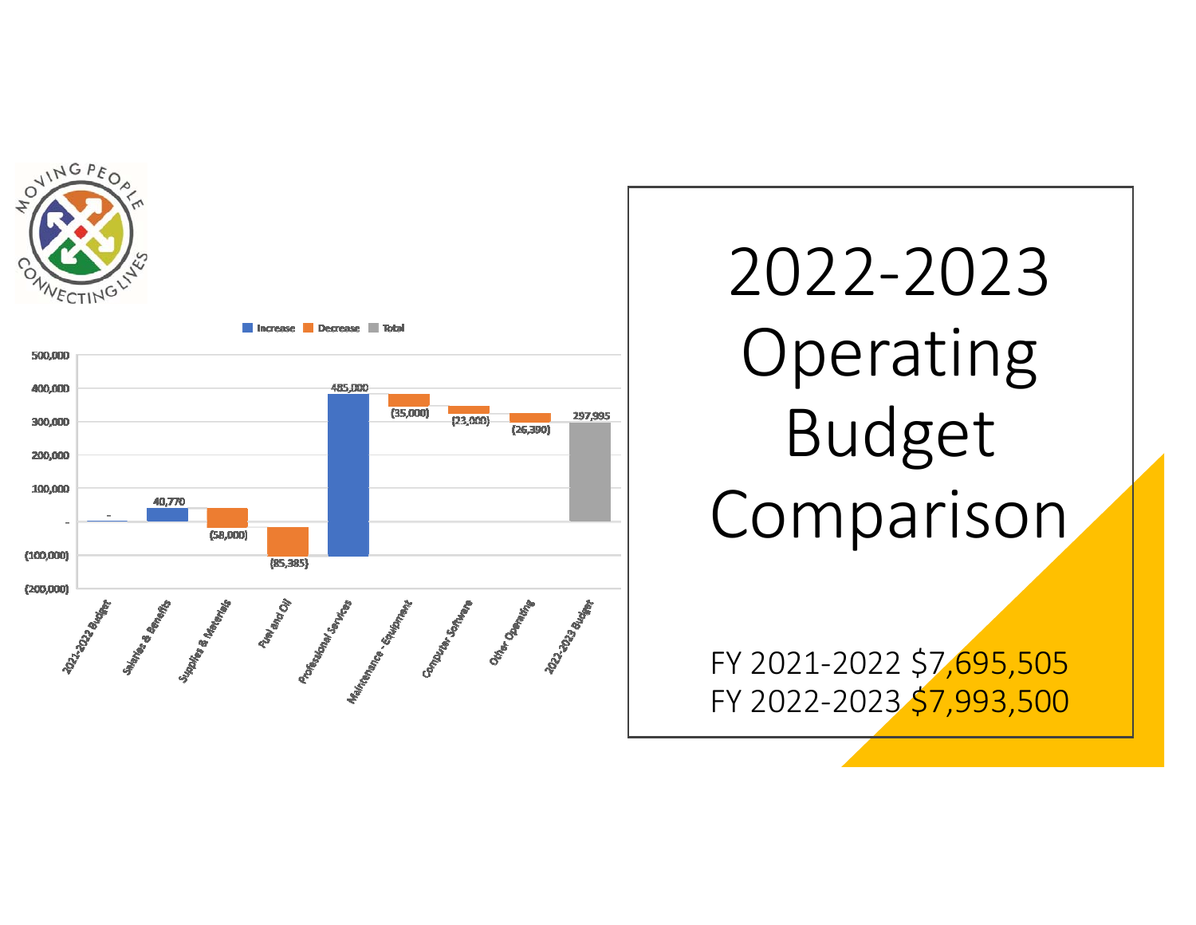# 2022-2023 Operating Budget Comparison

| Category | Amount |
| --- | --- |
| 2021-2022 Budget | - |
| Salaries & Benefits | 40,770 |
| Supplies & Materials | (58,000) |
| Fuel and Oil | (85,385) |
| Professional Services | 485,000 |
| Maintenance - Equipment | (35,000) |
| Computer Software | (23,000) |
| Other Operating | (26,390) |
| 2022-2023 Budget | 297,995 |

FY 2021-2022 $7,695,505

FY 2022-2023 $7,993,500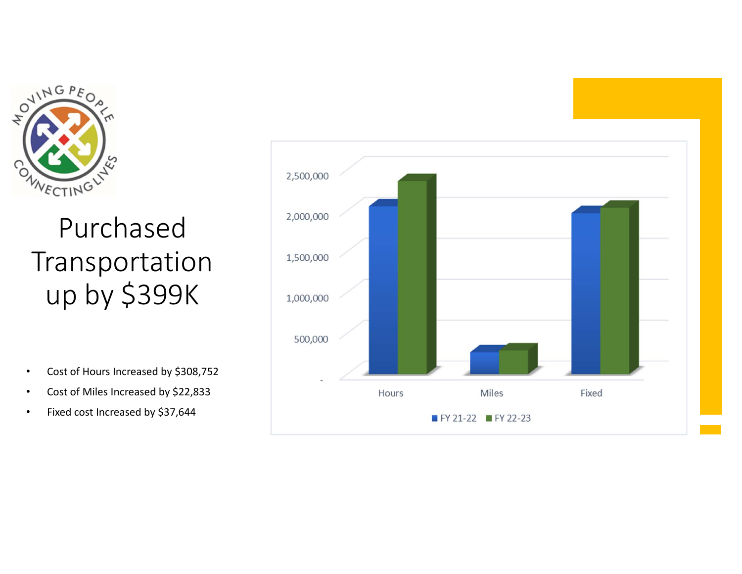# Purchased Transportation up by $399K

- Cost of Hours Increased by $308,752
- Cost of Miles Increased by $22,833
- Fixed cost Increased by $37,644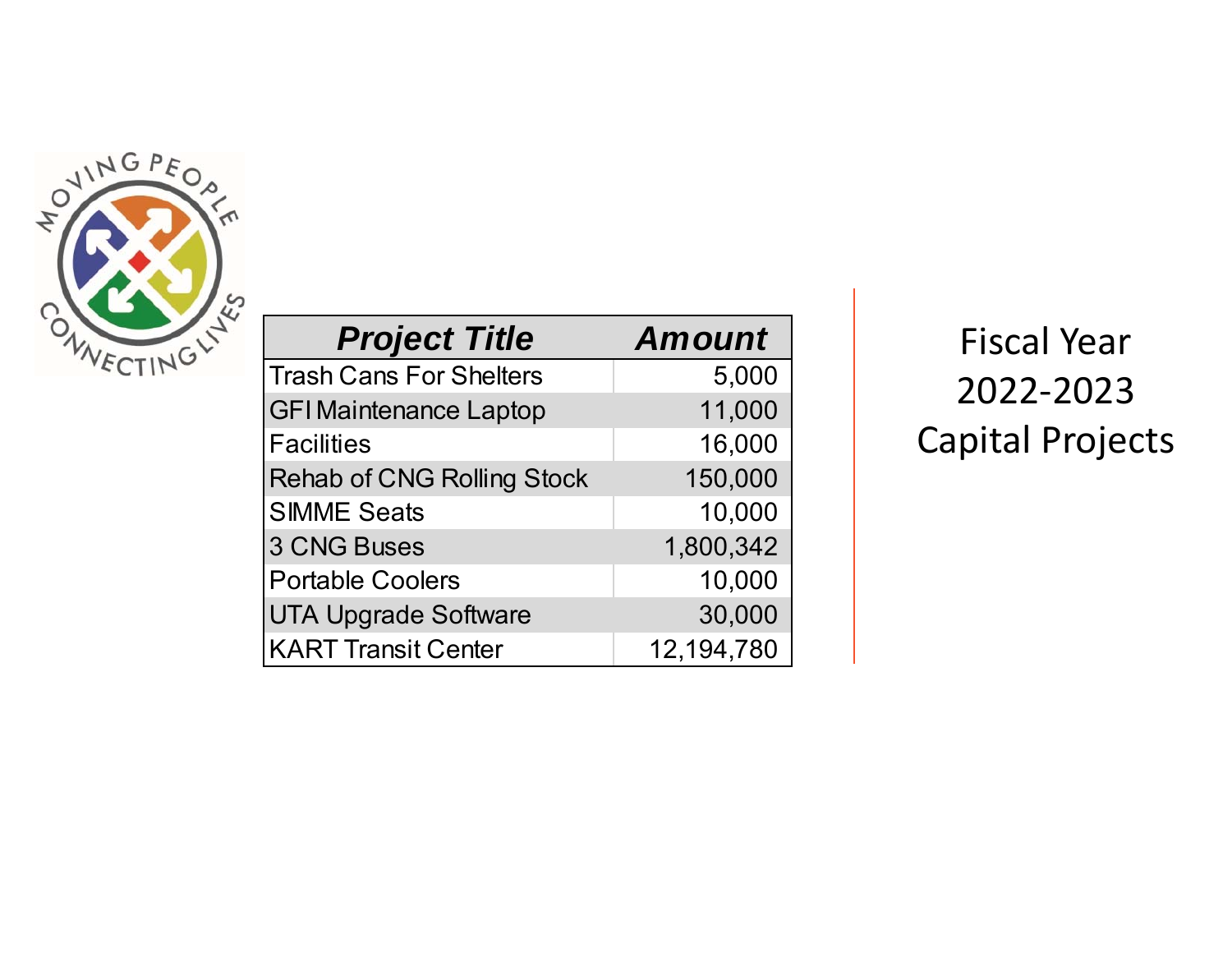# Fiscal Year 2022-2023 Capital Projects

| Project Title | Amount |
|---|---|
| Trash Cans For Shelters | 5,000 |
| GFI Maintenance Laptop | 11,000 |
| Facilities | 16,000 |
| Rehab of CNG Rolling Stock | 150,000 |
| SIMME Seats | 10,000 |
| 3 CNG Buses | 1,800,342 |
| Portable Coolers | 10,000 |
| UTA Upgrade Software | 30,000 |
| KART Transit Center | 12,194,780 |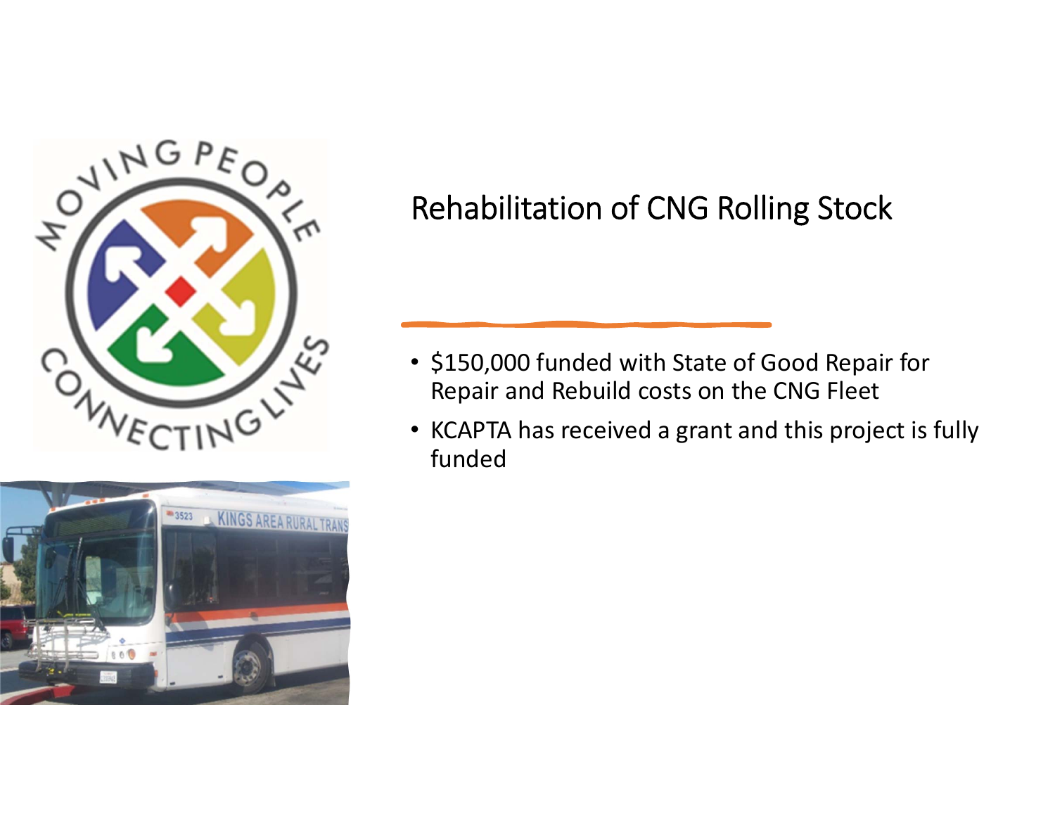# Rehabilitation of CNG Rolling Stock

- $150,000 funded with State of Good Repair for Repair and Rebuild costs on the CNG Fleet
- KCAPTA has received a grant and this project is fully funded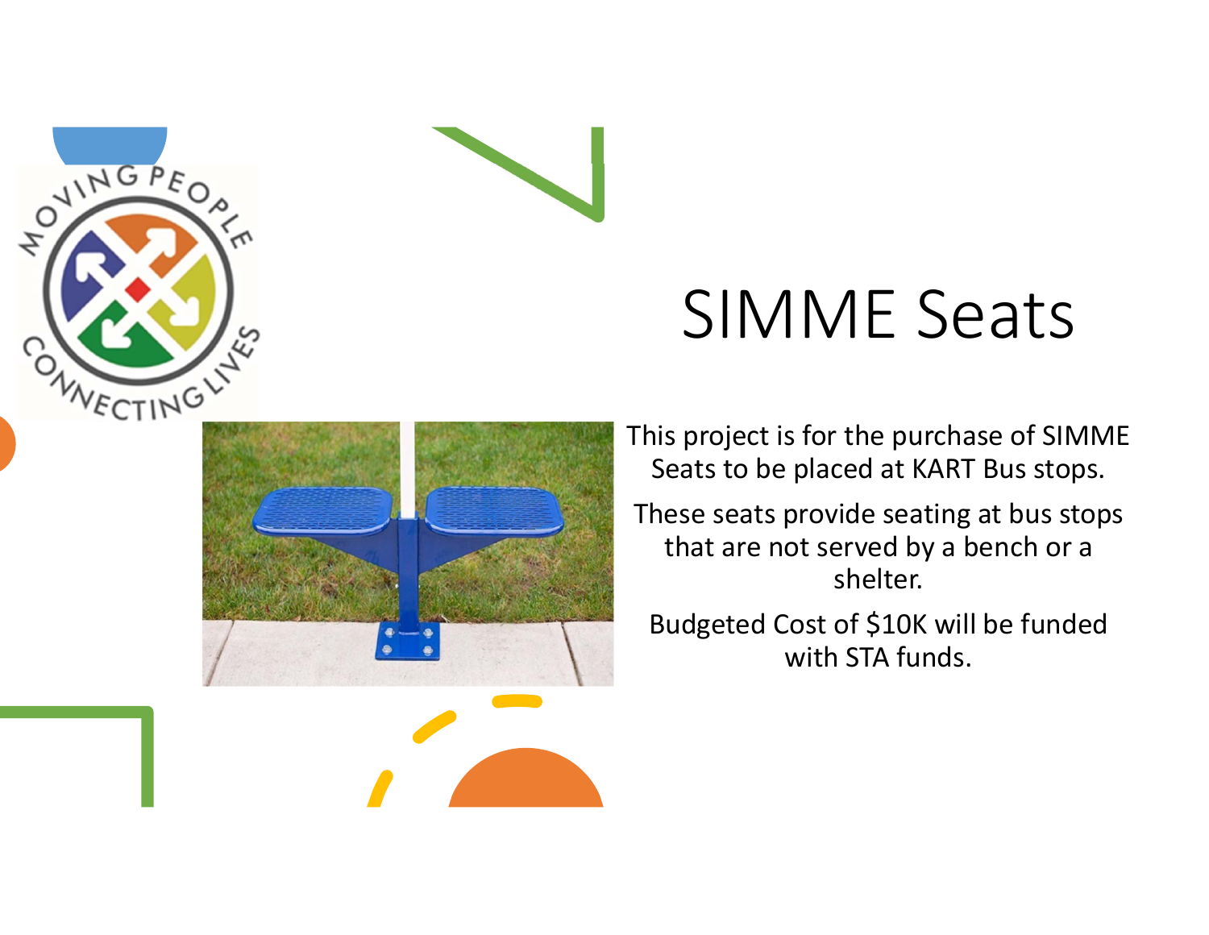# SIMME Seats

This project is for the purchase of SIMME Seats to be placed at KART Bus stops.

These seats provide seating at bus stops that are not served by a bench or a shelter.

Budgeted Cost of $10K will be funded with STA funds.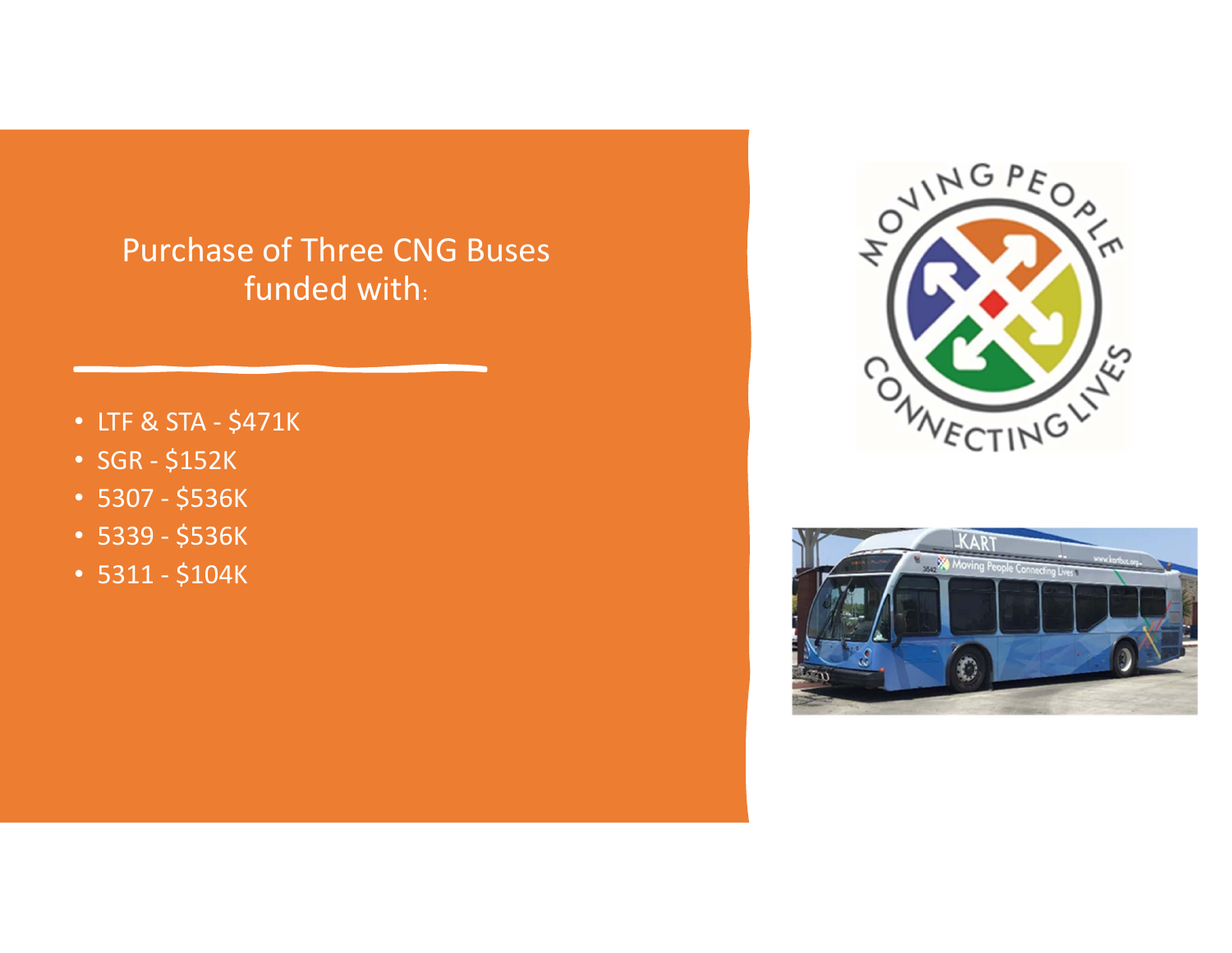## Purchase of Three CNG Buses funded with:

- LTF & STA - $471K
- SGR - $152K
- 5307 - $536K
- 5339 - $536K
- 5311 - $104K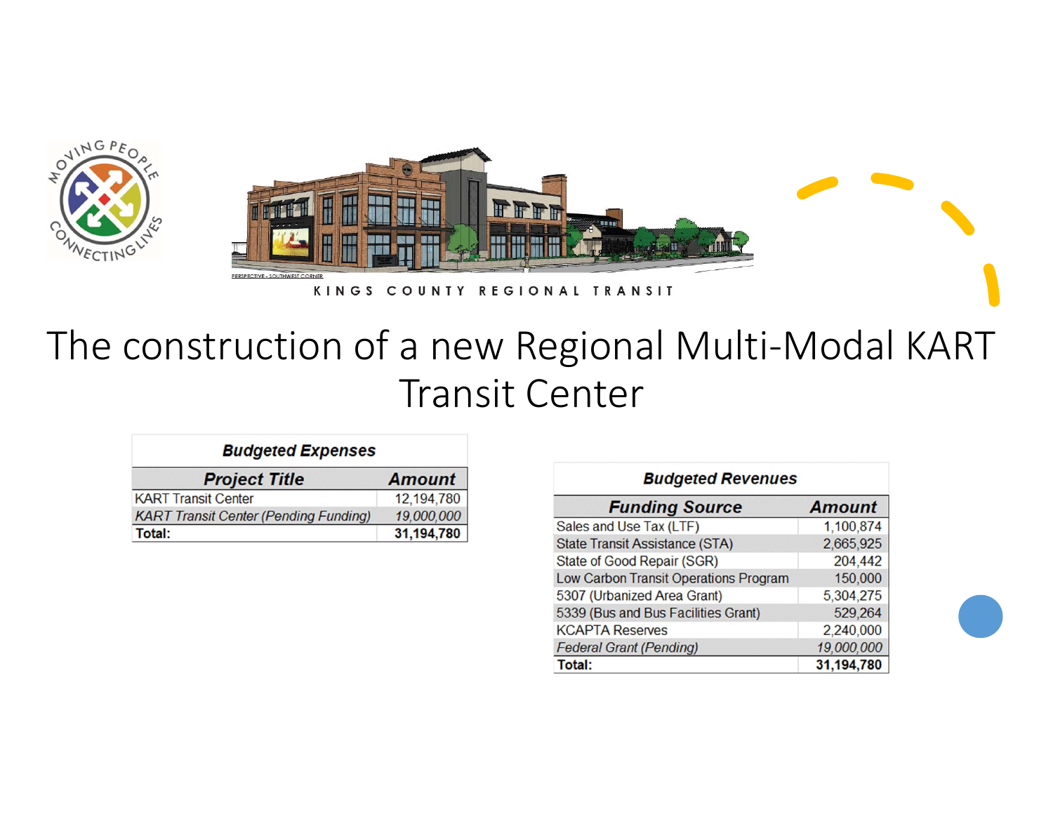KINGS COUNTY REGIONAL TRANSIT

# The construction of a new Regional Multi-Modal KART Transit Center

| ***Budgeted Expenses*** | |
|---|---|
| ***Project Title*** | ***Amount*** |
| KART Transit Center | 12,194,780 |
| *KART Transit Center (Pending Funding)* | *19,000,000* |
| **Total:** | **31,194,780** |

| ***Budgeted Revenues*** | |
|---|---|
| ***Funding Source*** | ***Amount*** |
| Sales and Use Tax (LTF) | 1,100,874 |
| State Transit Assistance (STA) | 2,665,925 |
| State of Good Repair (SGR) | 204,442 |
| Low Carbon Transit Operations Program | 150,000 |
| 5307 (Urbanized Area Grant) | 5,304,275 |
| 5339 (Bus and Bus Facilities Grant) | 529,264 |
| KCAPTA Reserves | 2,240,000 |
| *Federal Grant (Pending)* | *19,000,000* |
| **Total:** | **31,194,780** |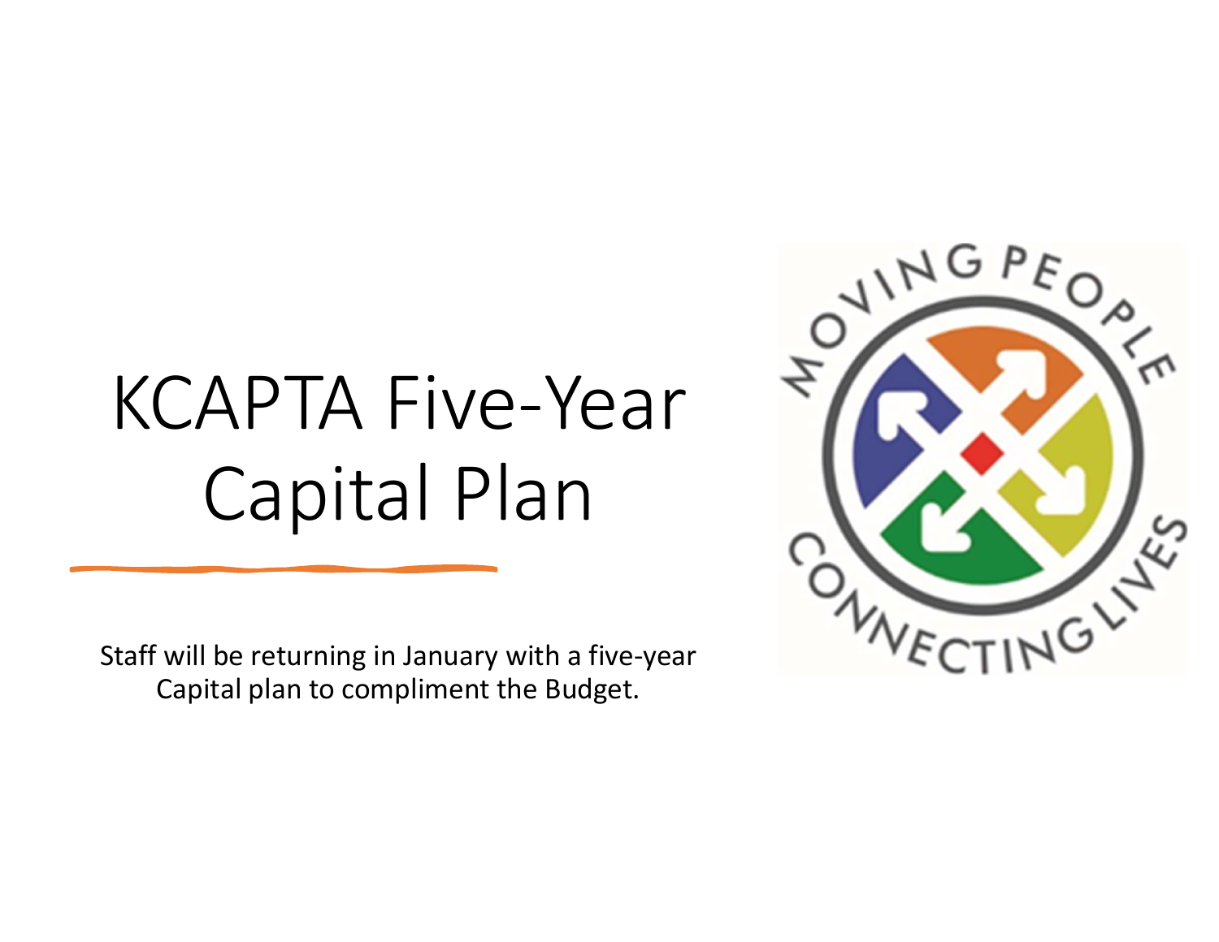# KCAPTA Five-Year Capital Plan

Staff will be returning in January with a five-year Capital plan to compliment the Budget.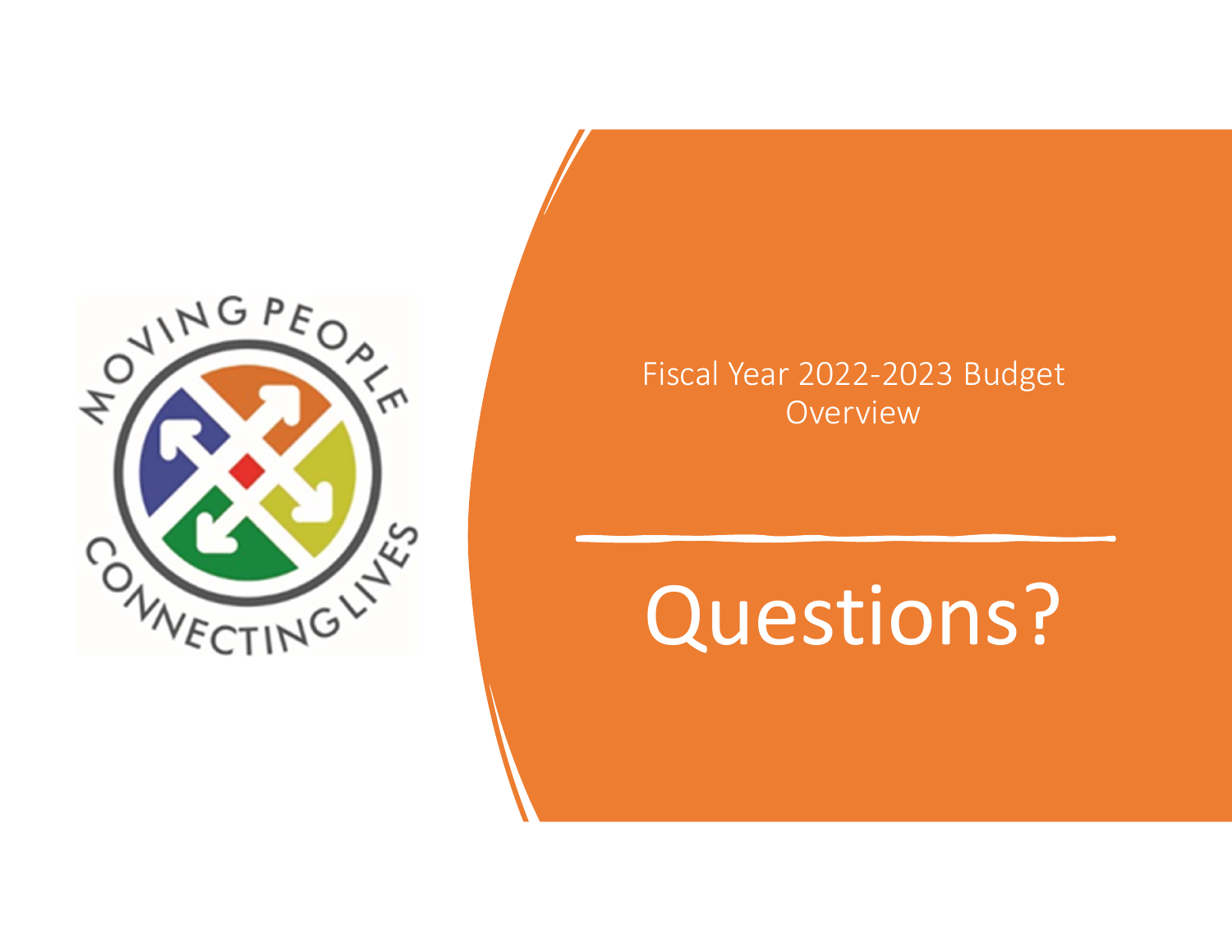Fiscal Year 2022-2023 Budget Overview

# Questions?